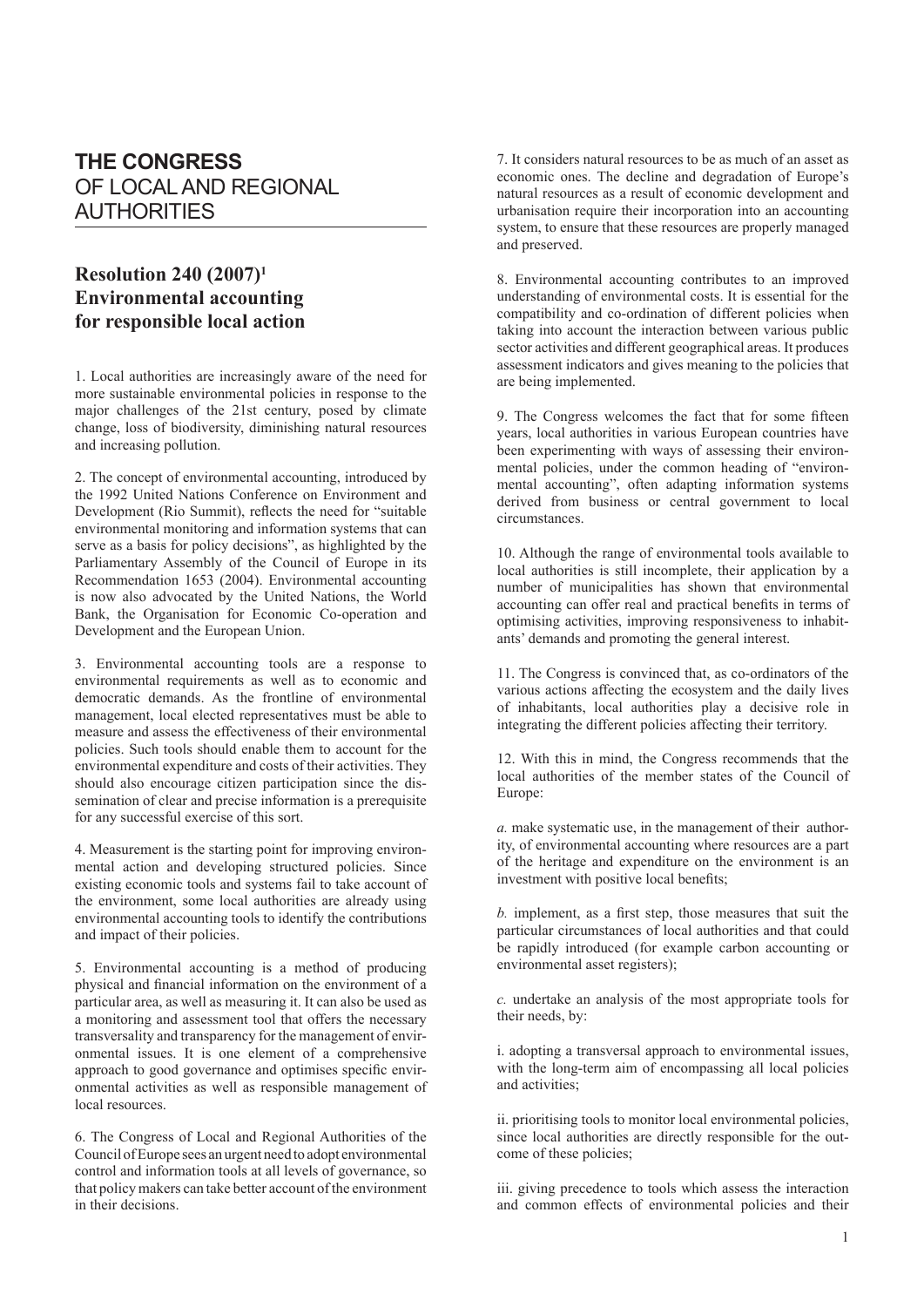# THE CONGRESS OF LOCAL AND REGIONAL AUTHORITIES

## Resolution 240 (2007)[1] Environmental accounting for responsible local action

1. Local authorities are increasingly aware of the need for more sustainable environmental policies in response to the major challenges of the 21st century, posed by climate change, loss of biodiversity, diminishing natural resources and increasing pollution.

2. The concept of environmental accounting, introduced by the 1992 United Nations Conference on Environment and Development (Rio Summit), reflects the need for "suitable environmental monitoring and information systems that can serve as a basis for policy decisions", as highlighted by the Parliamentary Assembly of the Council of Europe in its Recommendation 1653 (2004). Environmental accounting is now also advocated by the United Nations, the World Bank, the Organisation for Economic Co-operation and Development and the European Union.

3. Environmental accounting tools are a response to environmental requirements as well as to economic and democratic demands. As the frontline of environmental management, local elected representatives must be able to measure and assess the effectiveness of their environmental policies. Such tools should enable them to account for the environmental expenditure and costs of their activities. They should also encourage citizen participation since the dissemination of clear and precise information is a prerequisite for any successful exercise of this sort.

4. Measurement is the starting point for improving environmental action and developing structured policies. Since existing economic tools and systems fail to take account of the environment, some local authorities are already using environmental accounting tools to identify the contributions and impact of their policies.

5. Environmental accounting is a method of producing physical and financial information on the environment of a particular area, as well as measuring it. It can also be used as a monitoring and assessment tool that offers the necessary transversality and transparency for the management of environmental issues. It is one element of a comprehensive approach to good governance and optimises specific environmental activities as well as responsible management of local resources.

6. The Congress of Local and Regional Authorities of the Council of Europe sees an urgent need to adopt environmental control and information tools at all levels of governance, so that policy makers can take better account of the environment in their decisions.

7. It considers natural resources to be as much of an asset as economic ones. The decline and degradation of Europe's natural resources as a result of economic development and urbanisation require their incorporation into an accounting system, to ensure that these resources are properly managed and preserved.

8. Environmental accounting contributes to an improved understanding of environmental costs. It is essential for the compatibility and co-ordination of different policies when taking into account the interaction between various public sector activities and different geographical areas. It produces assessment indicators and gives meaning to the policies that are being implemented.

9. The Congress welcomes the fact that for some fifteen years, local authorities in various European countries have been experimenting with ways of assessing their environmental policies, under the common heading of "environmental accounting", often adapting information systems derived from business or central government to local circumstances.

10. Although the range of environmental tools available to local authorities is still incomplete, their application by a number of municipalities has shown that environmental accounting can offer real and practical benefits in terms of optimising activities, improving responsiveness to inhabitants' demands and promoting the general interest.

11. The Congress is convinced that, as co-ordinators of the various actions affecting the ecosystem and the daily lives of inhabitants, local authorities play a decisive role in integrating the different policies affecting their territory.

12. With this in mind, the Congress recommends that the local authorities of the member states of the Council of Europe:

*a.* make systematic use, in the management of their authority, of environmental accounting where resources are a part of the heritage and expenditure on the environment is an investment with positive local benefits;

*b.* implement, as a first step, those measures that suit the particular circumstances of local authorities and that could be rapidly introduced (for example carbon accounting or environmental asset registers);

*c.* undertake an analysis of the most appropriate tools for their needs, by:

i. adopting a transversal approach to environmental issues, with the long-term aim of encompassing all local policies and activities;

ii. prioritising tools to monitor local environmental policies, since local authorities are directly responsible for the outcome of these policies;

iii. giving precedence to tools which assess the interaction and common effects of environmental policies and their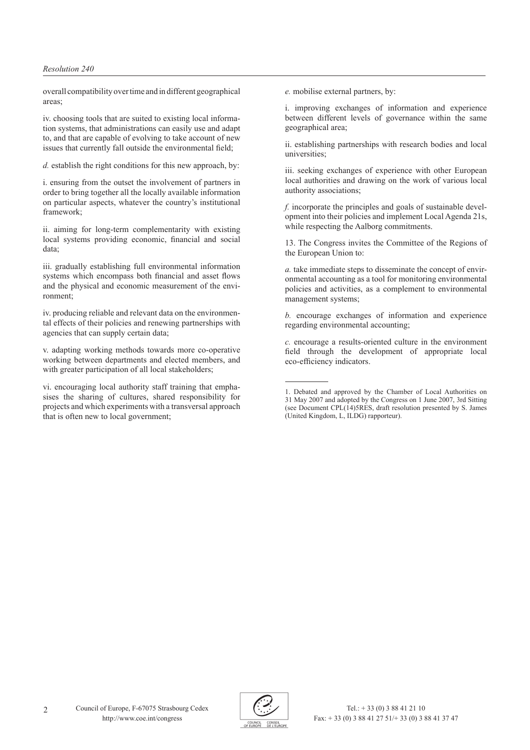overall compatibility over time and in different geographical areas;

iv. choosing tools that are suited to existing local information systems, that administrations can easily use and adapt to, and that are capable of evolving to take account of new issues that currently fall outside the environmental field;

*d.* establish the right conditions for this new approach, by:

i. ensuring from the outset the involvement of partners in order to bring together all the locally available information on particular aspects, whatever the country's institutional framework;

ii. aiming for long-term complementarity with existing local systems providing economic, financial and social data;

iii. gradually establishing full environmental information systems which encompass both financial and asset flows and the physical and economic measurement of the environment;

iv. producing reliable and relevant data on the environmental effects of their policies and renewing partnerships with agencies that can supply certain data;

v. adapting working methods towards more co-operative working between departments and elected members, and with greater participation of all local stakeholders;

vi. encouraging local authority staff training that emphasises the sharing of cultures, shared responsibility for projects and which experiments with a transversal approach that is often new to local government;

*e.* mobilise external partners, by:

i. improving exchanges of information and experience between different levels of governance within the same geographical area;

ii. establishing partnerships with research bodies and local universities;

iii. seeking exchanges of experience with other European local authorities and drawing on the work of various local authority associations;

*f.* incorporate the principles and goals of sustainable development into their policies and implement Local Agenda 21s, while respecting the Aalborg commitments.

13. The Congress invites the Committee of the Regions of the European Union to:

*a.* take immediate steps to disseminate the concept of environmental accounting as a tool for monitoring environmental policies and activities, as a complement to environmental management systems;

*b.* encourage exchanges of information and experience regarding environmental accounting;

*c.* encourage a results-oriented culture in the environment field through the development of appropriate local eco-efficiency indicators.

---

1. Debated and approved by the Chamber of Local Authorities on 31 May 2007 and adopted by the Congress on 1 June 2007, 3rd Sitting (see Document CPL(14)5RES, draft resolution presented by S. James (United Kingdom, L, ILDG) rapporteur).